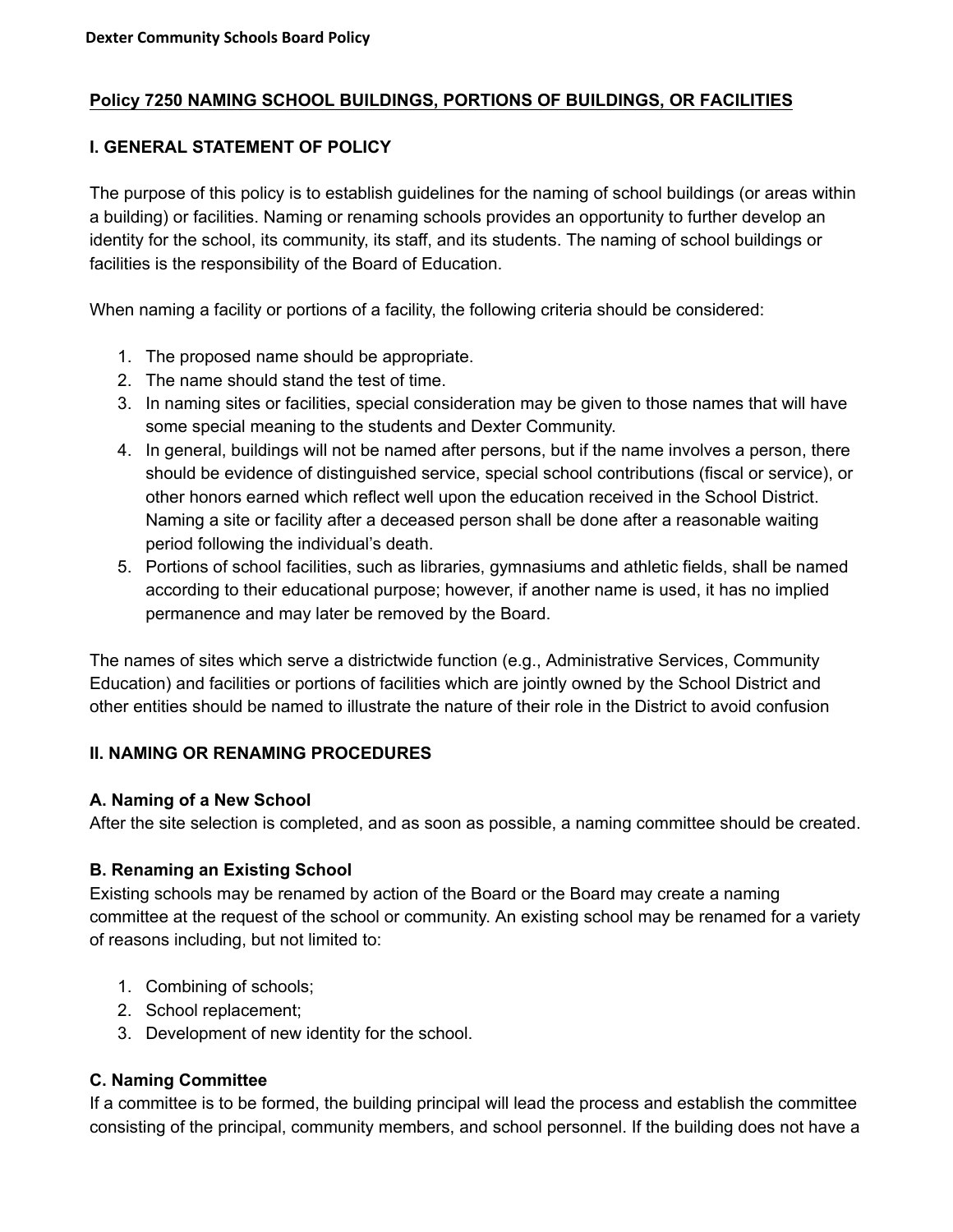# Policy 7250 NAMING SCHOOL BUILDINGS, PORTIONS OF BUILDINGS, OR FACILITIES

## I. GENERAL STATEMENT OF POLICY

The purpose of this policy is to establish guidelines for the naming of school buildings (or areas within a building) or facilities. Naming or renaming schools provides an opportunity to further develop an identity for the school, its community, its staff, and its students. The naming of school buildings or facilities is the responsibility of the Board of Education.

When naming a facility or portions of a facility, the following criteria should be considered:

1. The proposed name should be appropriate.
2. The name should stand the test of time.
3. In naming sites or facilities, special consideration may be given to those names that will have some special meaning to the students and Dexter Community.
4. In general, buildings will not be named after persons, but if the name involves a person, there should be evidence of distinguished service, special school contributions (fiscal or service), or other honors earned which reflect well upon the education received in the School District. Naming a site or facility after a deceased person shall be done after a reasonable waiting period following the individual's death.
5. Portions of school facilities, such as libraries, gymnasiums and athletic fields, shall be named according to their educational purpose; however, if another name is used, it has no implied permanence and may later be removed by the Board.

The names of sites which serve a districtwide function (e.g., Administrative Services, Community Education) and facilities or portions of facilities which are jointly owned by the School District and other entities should be named to illustrate the nature of their role in the District to avoid confusion

## II. NAMING OR RENAMING PROCEDURES

### A. Naming of a New School

After the site selection is completed, and as soon as possible, a naming committee should be created.

### B. Renaming an Existing School

Existing schools may be renamed by action of the Board or the Board may create a naming committee at the request of the school or community. An existing school may be renamed for a variety of reasons including, but not limited to:

1. Combining of schools;
2. School replacement;
3. Development of new identity for the school.

### C. Naming Committee

If a committee is to be formed, the building principal will lead the process and establish the committee consisting of the principal, community members, and school personnel. If the building does not have a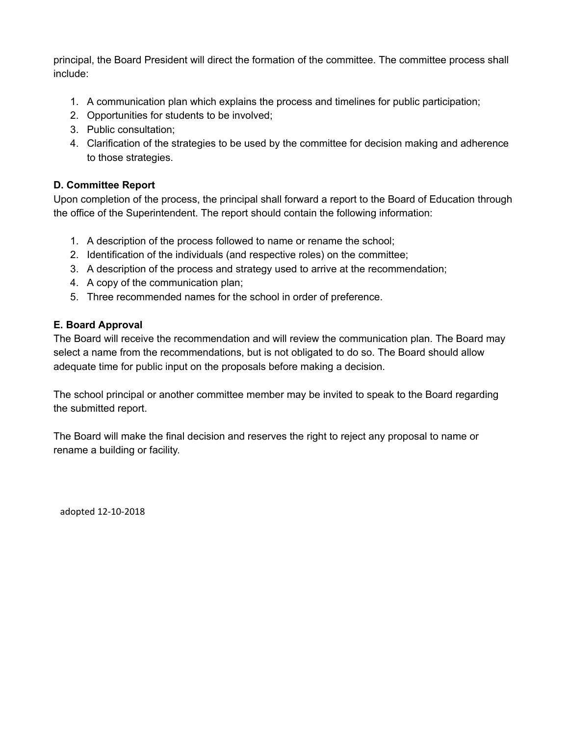principal, the Board President will direct the formation of the committee. The committee process shall include:

1. A communication plan which explains the process and timelines for public participation;
2. Opportunities for students to be involved;
3. Public consultation;
4. Clarification of the strategies to be used by the committee for decision making and adherence to those strategies.

**D. Committee Report**

Upon completion of the process, the principal shall forward a report to the Board of Education through the office of the Superintendent. The report should contain the following information:

1. A description of the process followed to name or rename the school;
2. Identification of the individuals (and respective roles) on the committee;
3. A description of the process and strategy used to arrive at the recommendation;
4. A copy of the communication plan;
5. Three recommended names for the school in order of preference.

**E. Board Approval**

The Board will receive the recommendation and will review the communication plan. The Board may select a name from the recommendations, but is not obligated to do so. The Board should allow adequate time for public input on the proposals before making a decision.

The school principal or another committee member may be invited to speak to the Board regarding the submitted report.

The Board will make the final decision and reserves the right to reject any proposal to name or rename a building or facility.

adopted 12-10-2018